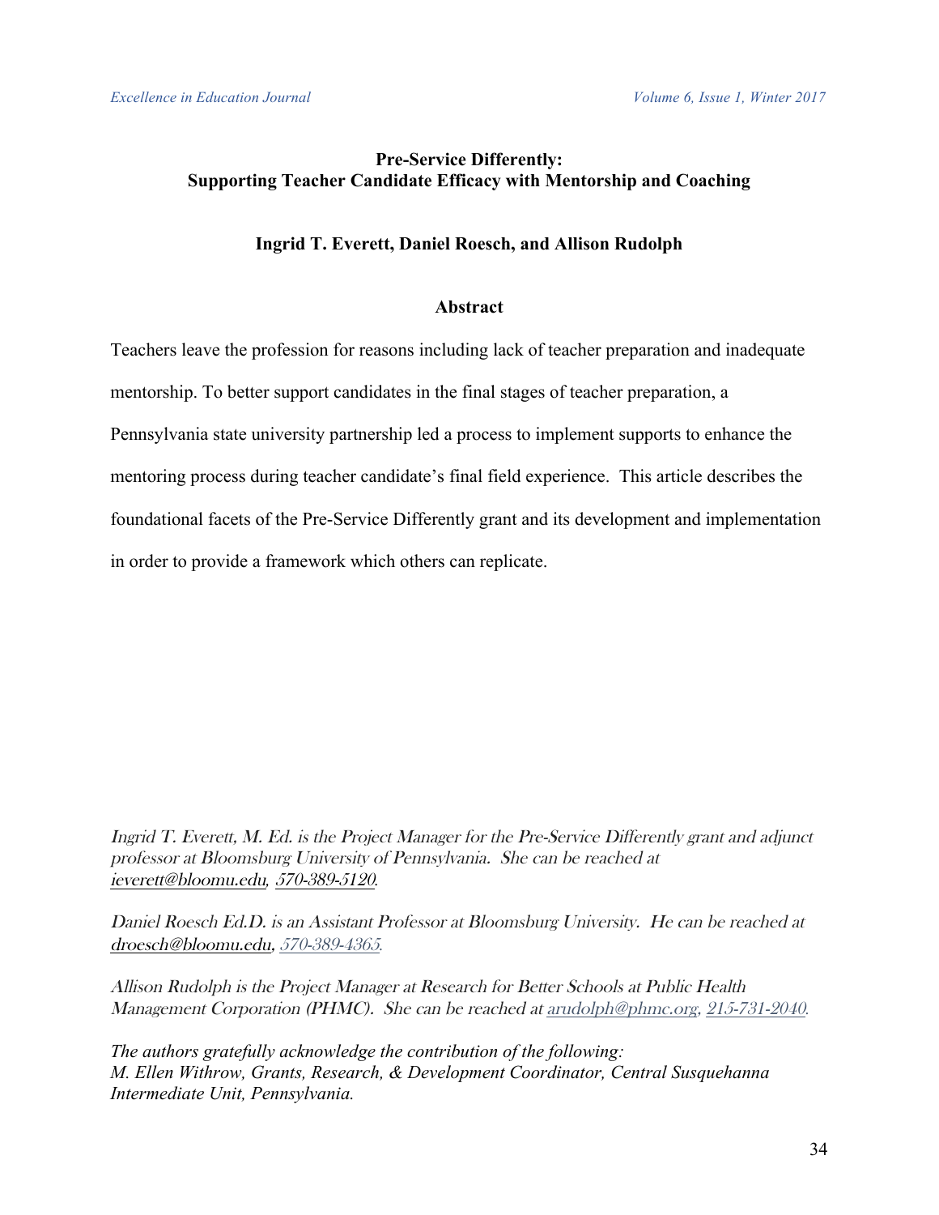# Pre-Service Differently: Supporting Teacher Candidate Efficacy with Mentorship and Coaching

**Ingrid T. Everett, Daniel Roesch, and Allison Rudolph**

## Abstract

Teachers leave the profession for reasons including lack of teacher preparation and inadequate mentorship. To better support candidates in the final stages of teacher preparation, a Pennsylvania state university partnership led a process to implement supports to enhance the mentoring process during teacher candidate's final field experience. This article describes the foundational facets of the Pre-Service Differently grant and its development and implementation in order to provide a framework which others can replicate.

*Ingrid T. Everett, M. Ed. is the Project Manager for the Pre-Service Differently grant and adjunct professor at Bloomsburg University of Pennsylvania. She can be reached at ieverett@bloomu.edu, 570-389-5120.*

*Daniel Roesch Ed.D. is an Assistant Professor at Bloomsburg University. He can be reached at droesch@bloomu.edu, 570-389-4365.*

*Allison Rudolph is the Project Manager at Research for Better Schools at Public Health Management Corporation (PHMC). She can be reached at arudolph@phmc.org, 215-731-2040.*

*The authors gratefully acknowledge the contribution of the following:*
*M. Ellen Withrow, Grants, Research, & Development Coordinator, Central Susquehanna Intermediate Unit, Pennsylvania.*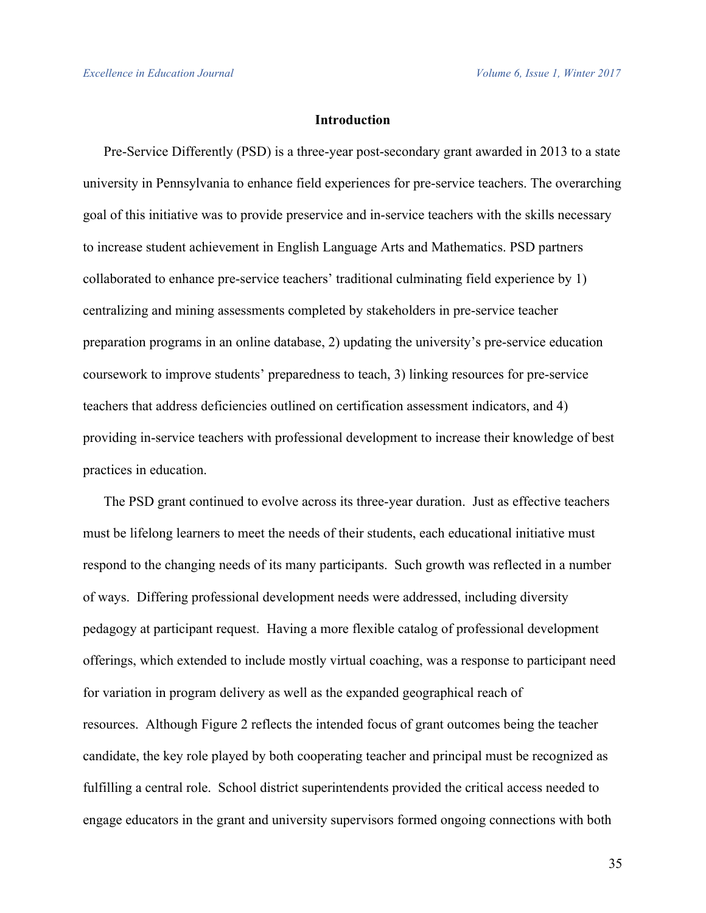## Introduction

Pre-Service Differently (PSD) is a three-year post-secondary grant awarded in 2013 to a state university in Pennsylvania to enhance field experiences for pre-service teachers. The overarching goal of this initiative was to provide preservice and in-service teachers with the skills necessary to increase student achievement in English Language Arts and Mathematics. PSD partners collaborated to enhance pre-service teachers' traditional culminating field experience by 1) centralizing and mining assessments completed by stakeholders in pre-service teacher preparation programs in an online database, 2) updating the university's pre-service education coursework to improve students' preparedness to teach, 3) linking resources for pre-service teachers that address deficiencies outlined on certification assessment indicators, and 4) providing in-service teachers with professional development to increase their knowledge of best practices in education.

The PSD grant continued to evolve across its three-year duration. Just as effective teachers must be lifelong learners to meet the needs of their students, each educational initiative must respond to the changing needs of its many participants. Such growth was reflected in a number of ways. Differing professional development needs were addressed, including diversity pedagogy at participant request. Having a more flexible catalog of professional development offerings, which extended to include mostly virtual coaching, was a response to participant need for variation in program delivery as well as the expanded geographical reach of resources. Although Figure 2 reflects the intended focus of grant outcomes being the teacher candidate, the key role played by both cooperating teacher and principal must be recognized as fulfilling a central role. School district superintendents provided the critical access needed to engage educators in the grant and university supervisors formed ongoing connections with both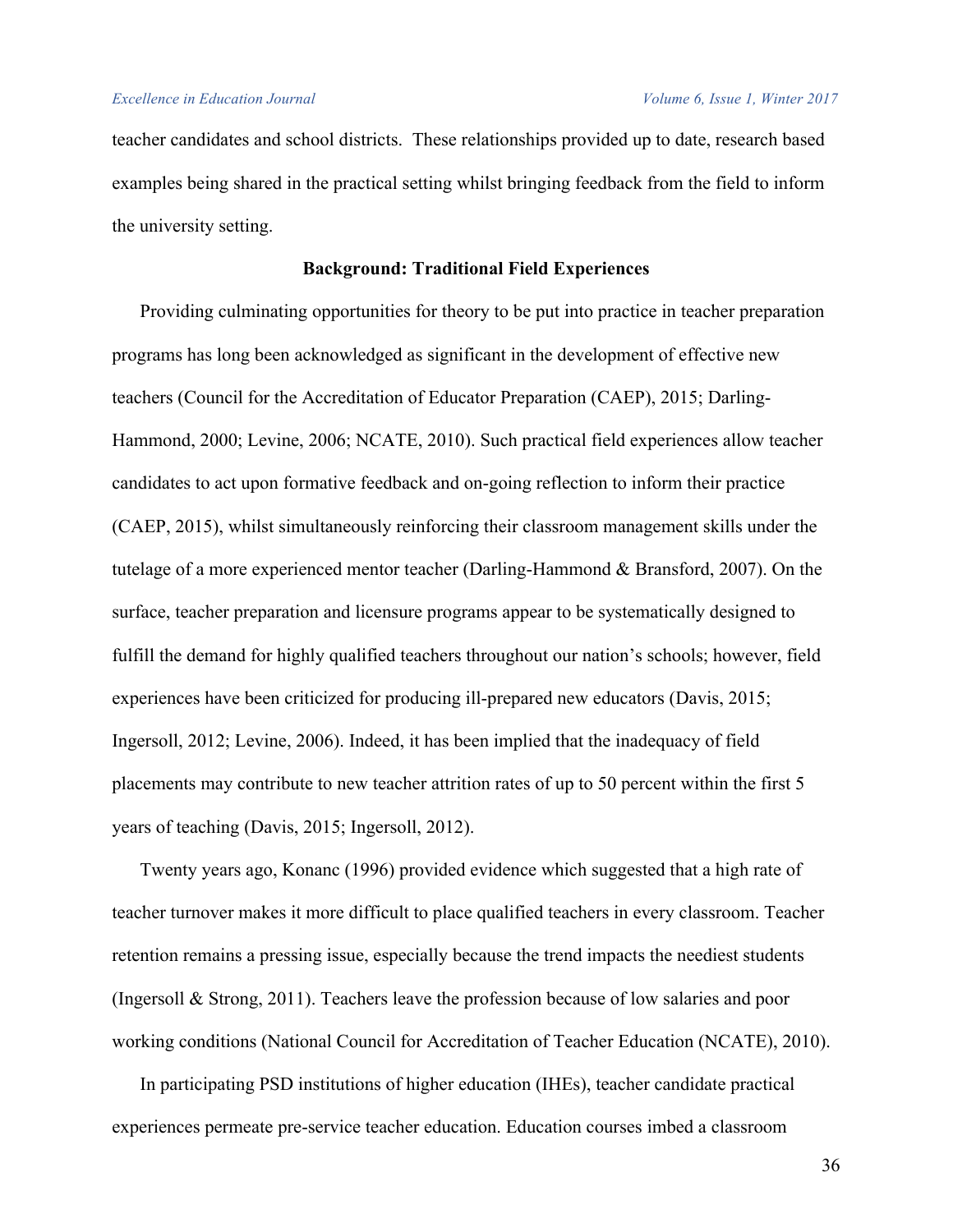teacher candidates and school districts. These relationships provided up to date, research based examples being shared in the practical setting whilst bringing feedback from the field to inform the university setting.

## Background: Traditional Field Experiences

Providing culminating opportunities for theory to be put into practice in teacher preparation programs has long been acknowledged as significant in the development of effective new teachers (Council for the Accreditation of Educator Preparation (CAEP), 2015; Darling-Hammond, 2000; Levine, 2006; NCATE, 2010). Such practical field experiences allow teacher candidates to act upon formative feedback and on-going reflection to inform their practice (CAEP, 2015), whilst simultaneously reinforcing their classroom management skills under the tutelage of a more experienced mentor teacher (Darling-Hammond & Bransford, 2007). On the surface, teacher preparation and licensure programs appear to be systematically designed to fulfill the demand for highly qualified teachers throughout our nation's schools; however, field experiences have been criticized for producing ill-prepared new educators (Davis, 2015; Ingersoll, 2012; Levine, 2006). Indeed, it has been implied that the inadequacy of field placements may contribute to new teacher attrition rates of up to 50 percent within the first 5 years of teaching (Davis, 2015; Ingersoll, 2012).

Twenty years ago, Konanc (1996) provided evidence which suggested that a high rate of teacher turnover makes it more difficult to place qualified teachers in every classroom. Teacher retention remains a pressing issue, especially because the trend impacts the neediest students (Ingersoll & Strong, 2011). Teachers leave the profession because of low salaries and poor working conditions (National Council for Accreditation of Teacher Education (NCATE), 2010).

In participating PSD institutions of higher education (IHEs), teacher candidate practical experiences permeate pre-service teacher education. Education courses imbed a classroom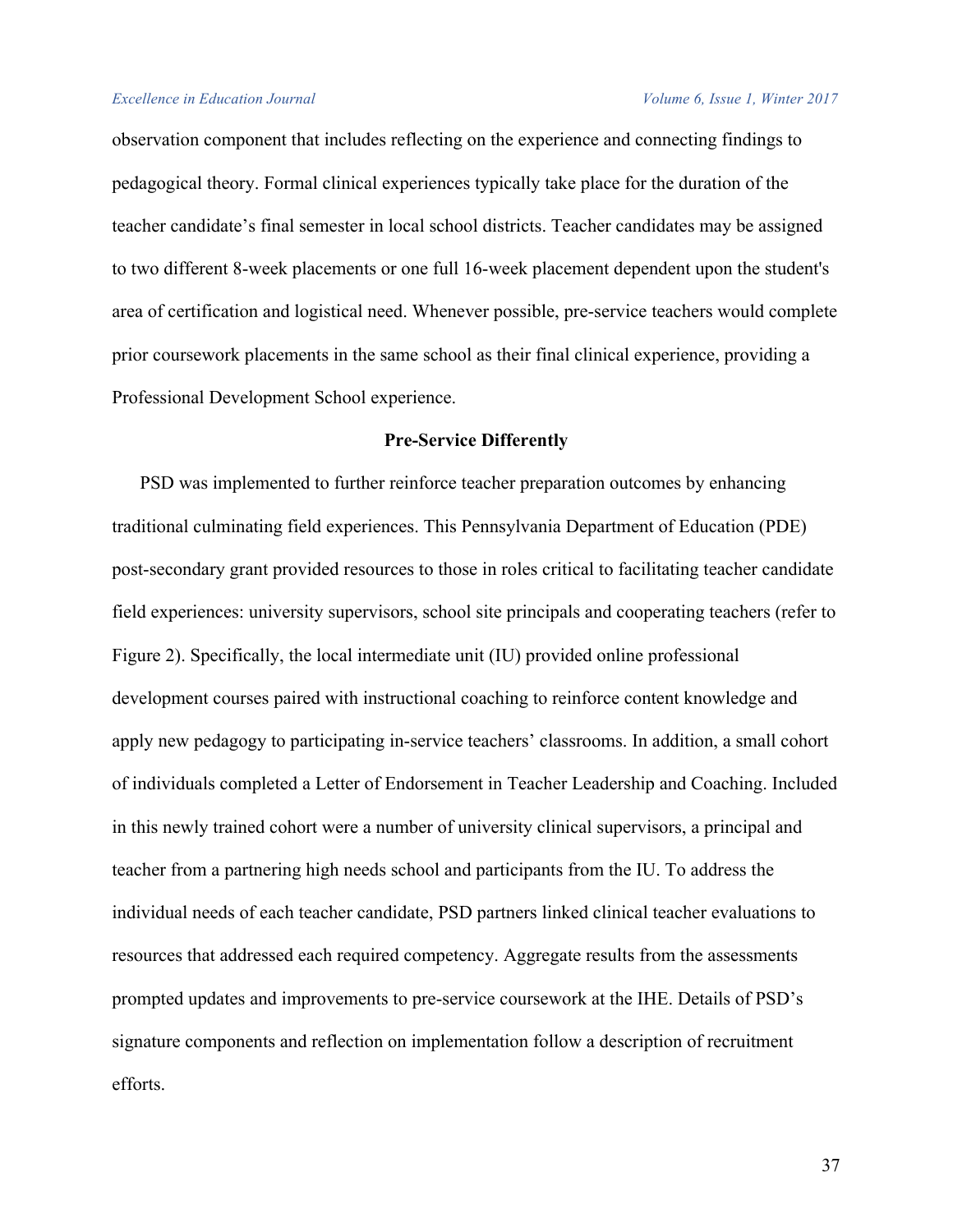observation component that includes reflecting on the experience and connecting findings to pedagogical theory. Formal clinical experiences typically take place for the duration of the teacher candidate's final semester in local school districts. Teacher candidates may be assigned to two different 8-week placements or one full 16-week placement dependent upon the student's area of certification and logistical need. Whenever possible, pre-service teachers would complete prior coursework placements in the same school as their final clinical experience, providing a Professional Development School experience.

## Pre-Service Differently

PSD was implemented to further reinforce teacher preparation outcomes by enhancing traditional culminating field experiences. This Pennsylvania Department of Education (PDE) post-secondary grant provided resources to those in roles critical to facilitating teacher candidate field experiences: university supervisors, school site principals and cooperating teachers (refer to Figure 2). Specifically, the local intermediate unit (IU) provided online professional development courses paired with instructional coaching to reinforce content knowledge and apply new pedagogy to participating in-service teachers' classrooms. In addition, a small cohort of individuals completed a Letter of Endorsement in Teacher Leadership and Coaching. Included in this newly trained cohort were a number of university clinical supervisors, a principal and teacher from a partnering high needs school and participants from the IU. To address the individual needs of each teacher candidate, PSD partners linked clinical teacher evaluations to resources that addressed each required competency. Aggregate results from the assessments prompted updates and improvements to pre-service coursework at the IHE. Details of PSD's signature components and reflection on implementation follow a description of recruitment efforts.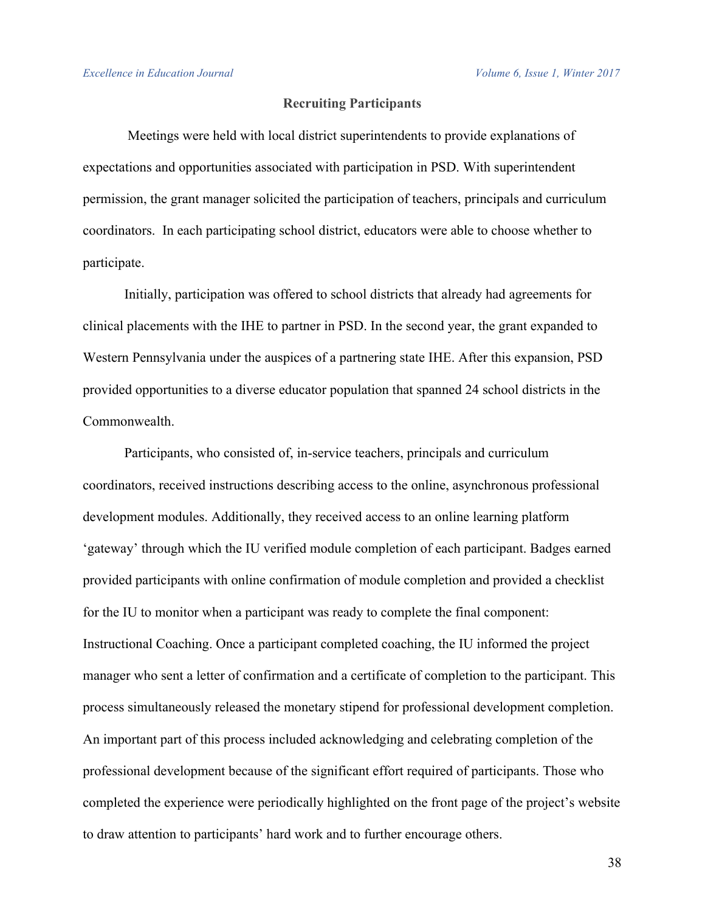## Recruiting Participants

Meetings were held with local district superintendents to provide explanations of expectations and opportunities associated with participation in PSD. With superintendent permission, the grant manager solicited the participation of teachers, principals and curriculum coordinators. In each participating school district, educators were able to choose whether to participate.

Initially, participation was offered to school districts that already had agreements for clinical placements with the IHE to partner in PSD. In the second year, the grant expanded to Western Pennsylvania under the auspices of a partnering state IHE. After this expansion, PSD provided opportunities to a diverse educator population that spanned 24 school districts in the Commonwealth.

Participants, who consisted of, in-service teachers, principals and curriculum coordinators, received instructions describing access to the online, asynchronous professional development modules. Additionally, they received access to an online learning platform 'gateway' through which the IU verified module completion of each participant. Badges earned provided participants with online confirmation of module completion and provided a checklist for the IU to monitor when a participant was ready to complete the final component: Instructional Coaching. Once a participant completed coaching, the IU informed the project manager who sent a letter of confirmation and a certificate of completion to the participant. This process simultaneously released the monetary stipend for professional development completion. An important part of this process included acknowledging and celebrating completion of the professional development because of the significant effort required of participants. Those who completed the experience were periodically highlighted on the front page of the project's website to draw attention to participants' hard work and to further encourage others.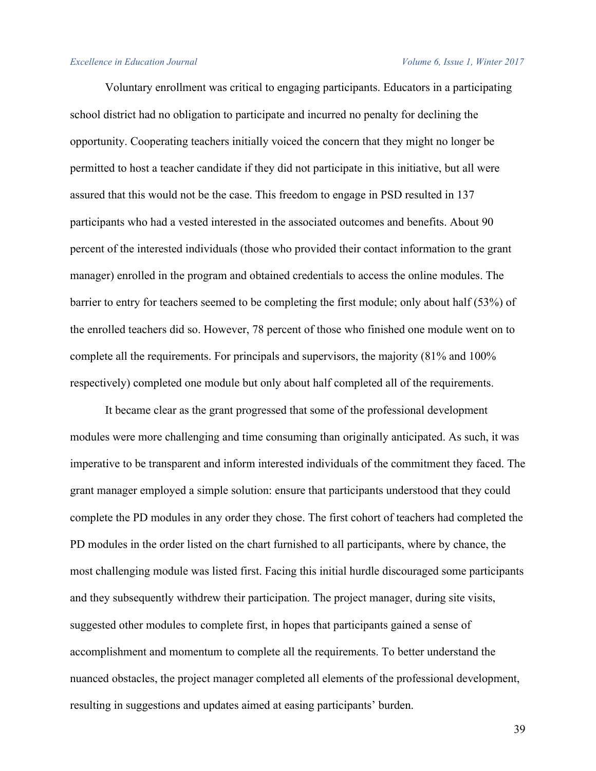Voluntary enrollment was critical to engaging participants. Educators in a participating school district had no obligation to participate and incurred no penalty for declining the opportunity. Cooperating teachers initially voiced the concern that they might no longer be permitted to host a teacher candidate if they did not participate in this initiative, but all were assured that this would not be the case. This freedom to engage in PSD resulted in 137 participants who had a vested interested in the associated outcomes and benefits. About 90 percent of the interested individuals (those who provided their contact information to the grant manager) enrolled in the program and obtained credentials to access the online modules. The barrier to entry for teachers seemed to be completing the first module; only about half (53%) of the enrolled teachers did so. However, 78 percent of those who finished one module went on to complete all the requirements. For principals and supervisors, the majority (81% and 100% respectively) completed one module but only about half completed all of the requirements.

It became clear as the grant progressed that some of the professional development modules were more challenging and time consuming than originally anticipated. As such, it was imperative to be transparent and inform interested individuals of the commitment they faced. The grant manager employed a simple solution: ensure that participants understood that they could complete the PD modules in any order they chose. The first cohort of teachers had completed the PD modules in the order listed on the chart furnished to all participants, where by chance, the most challenging module was listed first. Facing this initial hurdle discouraged some participants and they subsequently withdrew their participation. The project manager, during site visits, suggested other modules to complete first, in hopes that participants gained a sense of accomplishment and momentum to complete all the requirements. To better understand the nuanced obstacles, the project manager completed all elements of the professional development, resulting in suggestions and updates aimed at easing participants' burden.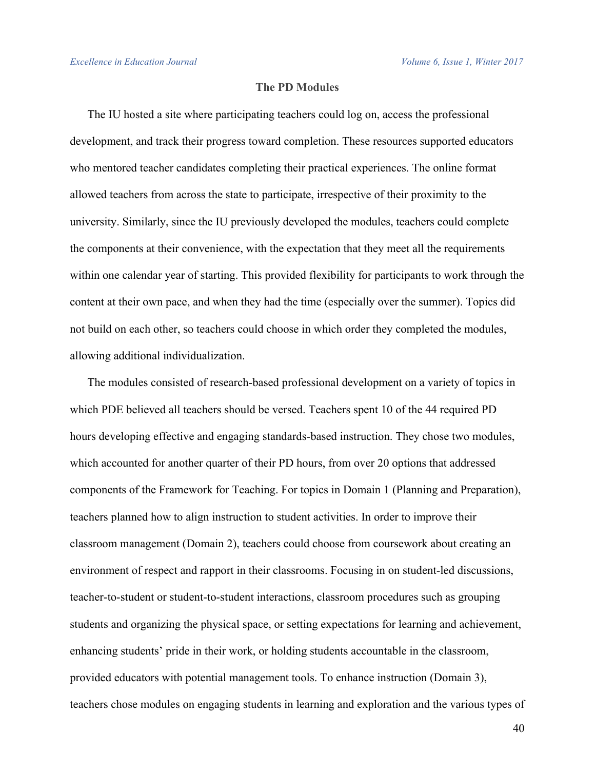## The PD Modules

The IU hosted a site where participating teachers could log on, access the professional development, and track their progress toward completion. These resources supported educators who mentored teacher candidates completing their practical experiences. The online format allowed teachers from across the state to participate, irrespective of their proximity to the university. Similarly, since the IU previously developed the modules, teachers could complete the components at their convenience, with the expectation that they meet all the requirements within one calendar year of starting. This provided flexibility for participants to work through the content at their own pace, and when they had the time (especially over the summer). Topics did not build on each other, so teachers could choose in which order they completed the modules, allowing additional individualization.

The modules consisted of research-based professional development on a variety of topics in which PDE believed all teachers should be versed. Teachers spent 10 of the 44 required PD hours developing effective and engaging standards-based instruction. They chose two modules, which accounted for another quarter of their PD hours, from over 20 options that addressed components of the Framework for Teaching. For topics in Domain 1 (Planning and Preparation), teachers planned how to align instruction to student activities. In order to improve their classroom management (Domain 2), teachers could choose from coursework about creating an environment of respect and rapport in their classrooms. Focusing in on student-led discussions, teacher-to-student or student-to-student interactions, classroom procedures such as grouping students and organizing the physical space, or setting expectations for learning and achievement, enhancing students' pride in their work, or holding students accountable in the classroom, provided educators with potential management tools. To enhance instruction (Domain 3), teachers chose modules on engaging students in learning and exploration and the various types of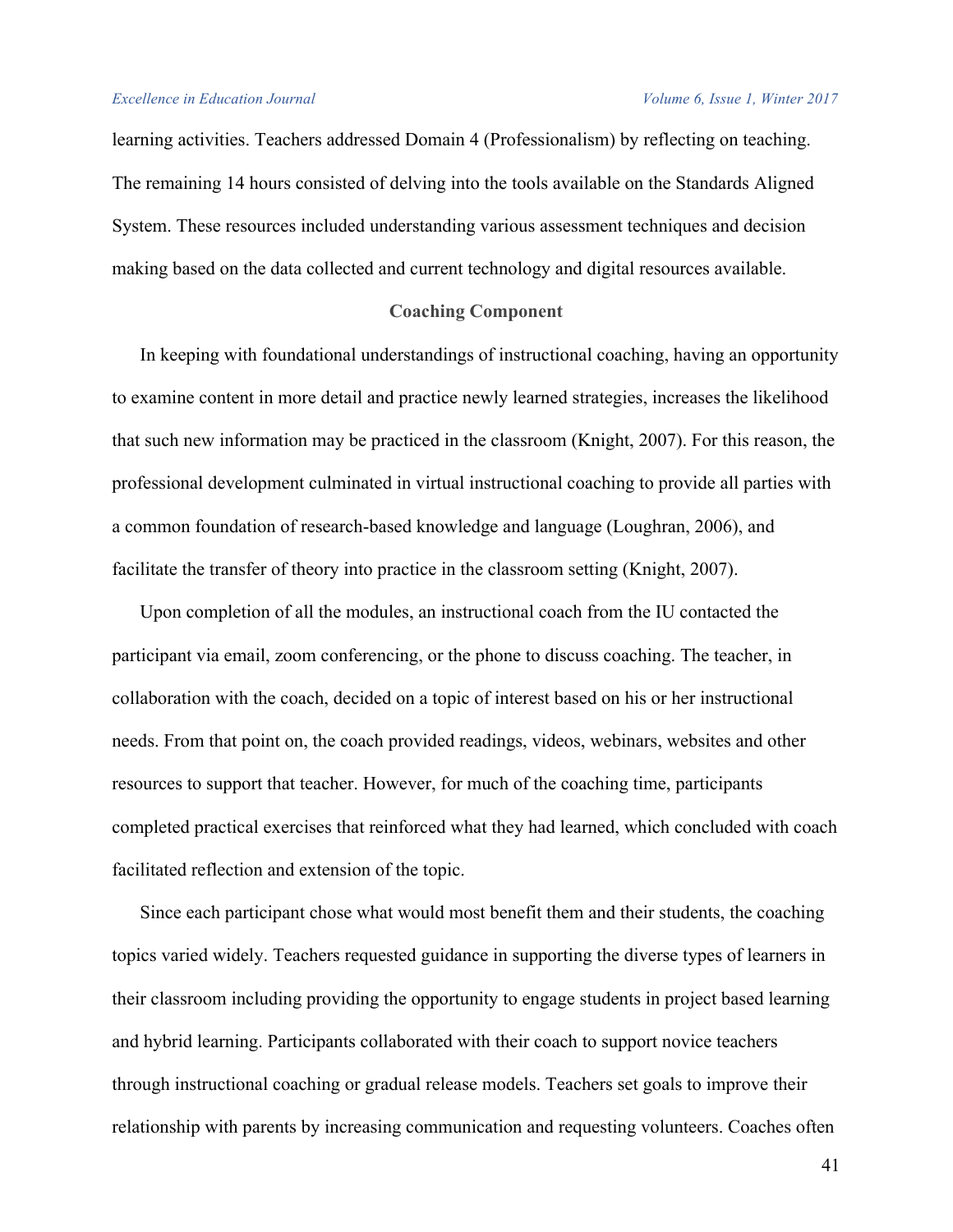learning activities. Teachers addressed Domain 4 (Professionalism) by reflecting on teaching. The remaining 14 hours consisted of delving into the tools available on the Standards Aligned System. These resources included understanding various assessment techniques and decision making based on the data collected and current technology and digital resources available.

## Coaching Component

In keeping with foundational understandings of instructional coaching, having an opportunity to examine content in more detail and practice newly learned strategies, increases the likelihood that such new information may be practiced in the classroom (Knight, 2007). For this reason, the professional development culminated in virtual instructional coaching to provide all parties with a common foundation of research-based knowledge and language (Loughran, 2006), and facilitate the transfer of theory into practice in the classroom setting (Knight, 2007).

Upon completion of all the modules, an instructional coach from the IU contacted the participant via email, zoom conferencing, or the phone to discuss coaching. The teacher, in collaboration with the coach, decided on a topic of interest based on his or her instructional needs. From that point on, the coach provided readings, videos, webinars, websites and other resources to support that teacher. However, for much of the coaching time, participants completed practical exercises that reinforced what they had learned, which concluded with coach facilitated reflection and extension of the topic.

Since each participant chose what would most benefit them and their students, the coaching topics varied widely. Teachers requested guidance in supporting the diverse types of learners in their classroom including providing the opportunity to engage students in project based learning and hybrid learning. Participants collaborated with their coach to support novice teachers through instructional coaching or gradual release models. Teachers set goals to improve their relationship with parents by increasing communication and requesting volunteers. Coaches often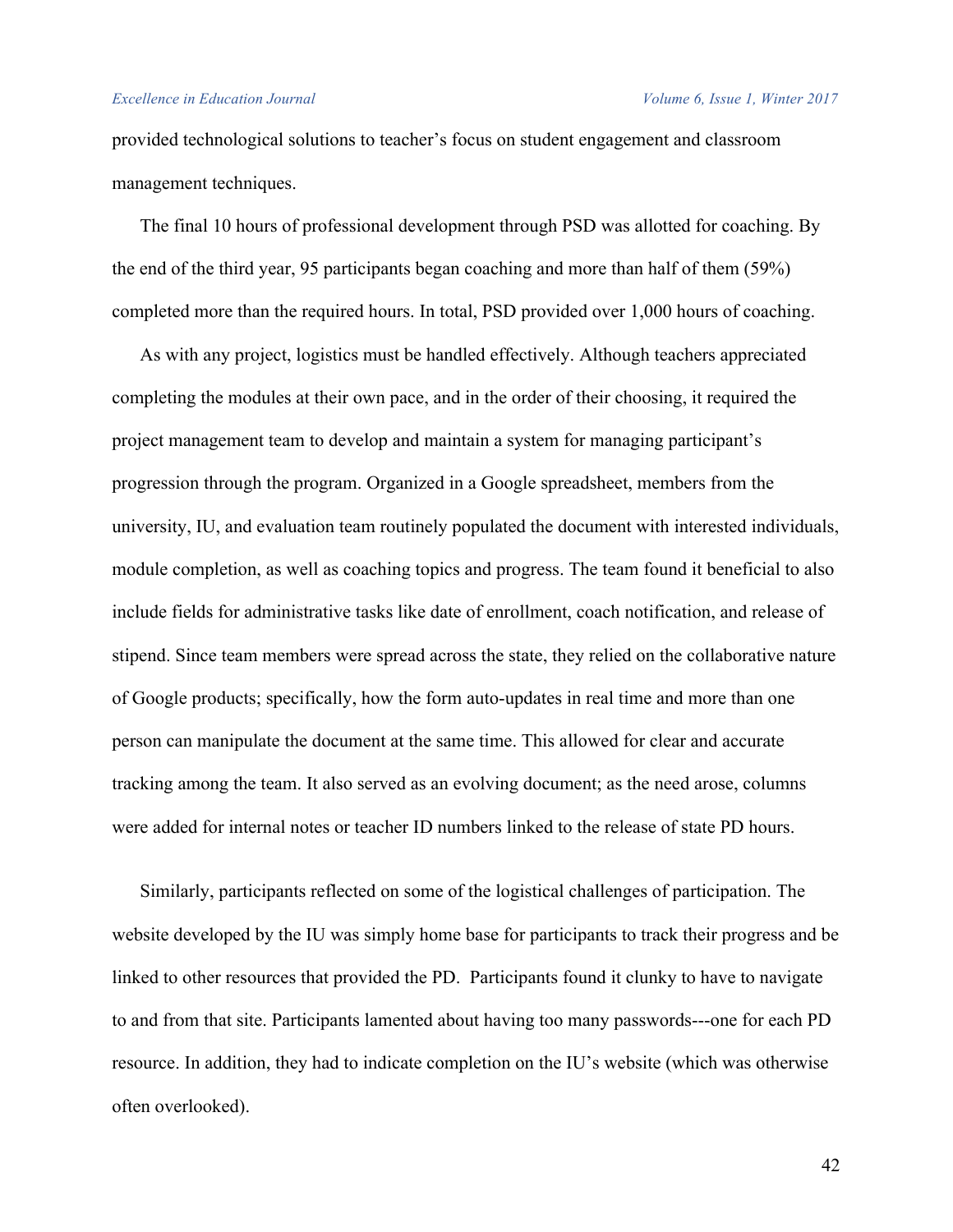provided technological solutions to teacher's focus on student engagement and classroom management techniques.

The final 10 hours of professional development through PSD was allotted for coaching. By the end of the third year, 95 participants began coaching and more than half of them (59%) completed more than the required hours. In total, PSD provided over 1,000 hours of coaching.

As with any project, logistics must be handled effectively. Although teachers appreciated completing the modules at their own pace, and in the order of their choosing, it required the project management team to develop and maintain a system for managing participant's progression through the program. Organized in a Google spreadsheet, members from the university, IU, and evaluation team routinely populated the document with interested individuals, module completion, as well as coaching topics and progress. The team found it beneficial to also include fields for administrative tasks like date of enrollment, coach notification, and release of stipend. Since team members were spread across the state, they relied on the collaborative nature of Google products; specifically, how the form auto-updates in real time and more than one person can manipulate the document at the same time. This allowed for clear and accurate tracking among the team. It also served as an evolving document; as the need arose, columns were added for internal notes or teacher ID numbers linked to the release of state PD hours.

Similarly, participants reflected on some of the logistical challenges of participation. The website developed by the IU was simply home base for participants to track their progress and be linked to other resources that provided the PD. Participants found it clunky to have to navigate to and from that site. Participants lamented about having too many passwords---one for each PD resource. In addition, they had to indicate completion on the IU's website (which was otherwise often overlooked).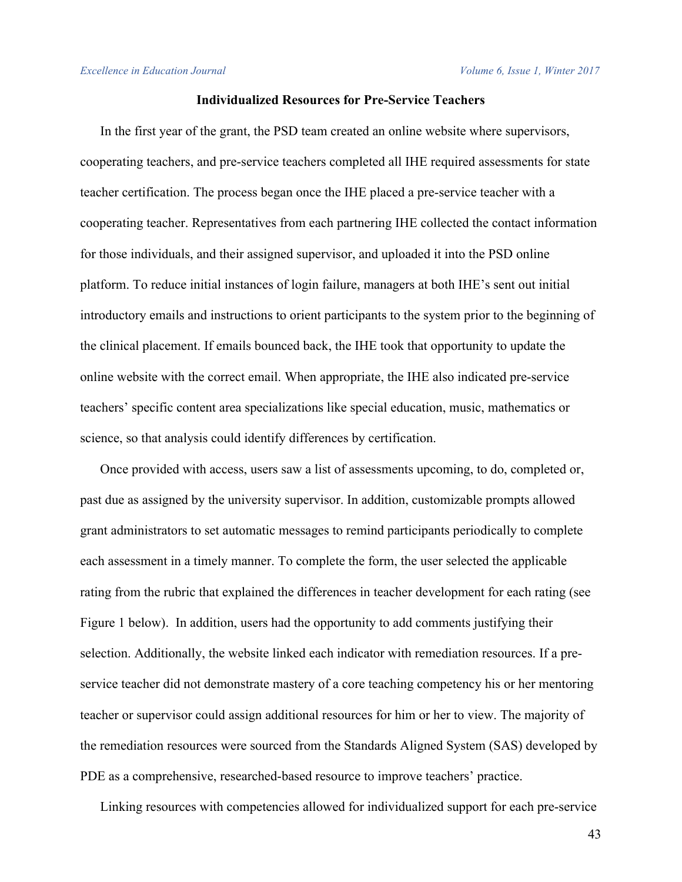### Individualized Resources for Pre-Service Teachers

In the first year of the grant, the PSD team created an online website where supervisors, cooperating teachers, and pre-service teachers completed all IHE required assessments for state teacher certification. The process began once the IHE placed a pre-service teacher with a cooperating teacher. Representatives from each partnering IHE collected the contact information for those individuals, and their assigned supervisor, and uploaded it into the PSD online platform. To reduce initial instances of login failure, managers at both IHE's sent out initial introductory emails and instructions to orient participants to the system prior to the beginning of the clinical placement. If emails bounced back, the IHE took that opportunity to update the online website with the correct email. When appropriate, the IHE also indicated pre-service teachers' specific content area specializations like special education, music, mathematics or science, so that analysis could identify differences by certification.

Once provided with access, users saw a list of assessments upcoming, to do, completed or, past due as assigned by the university supervisor. In addition, customizable prompts allowed grant administrators to set automatic messages to remind participants periodically to complete each assessment in a timely manner. To complete the form, the user selected the applicable rating from the rubric that explained the differences in teacher development for each rating (see Figure 1 below). In addition, users had the opportunity to add comments justifying their selection. Additionally, the website linked each indicator with remediation resources. If a pre-service teacher did not demonstrate mastery of a core teaching competency his or her mentoring teacher or supervisor could assign additional resources for him or her to view. The majority of the remediation resources were sourced from the Standards Aligned System (SAS) developed by PDE as a comprehensive, researched-based resource to improve teachers' practice.

Linking resources with competencies allowed for individualized support for each pre-service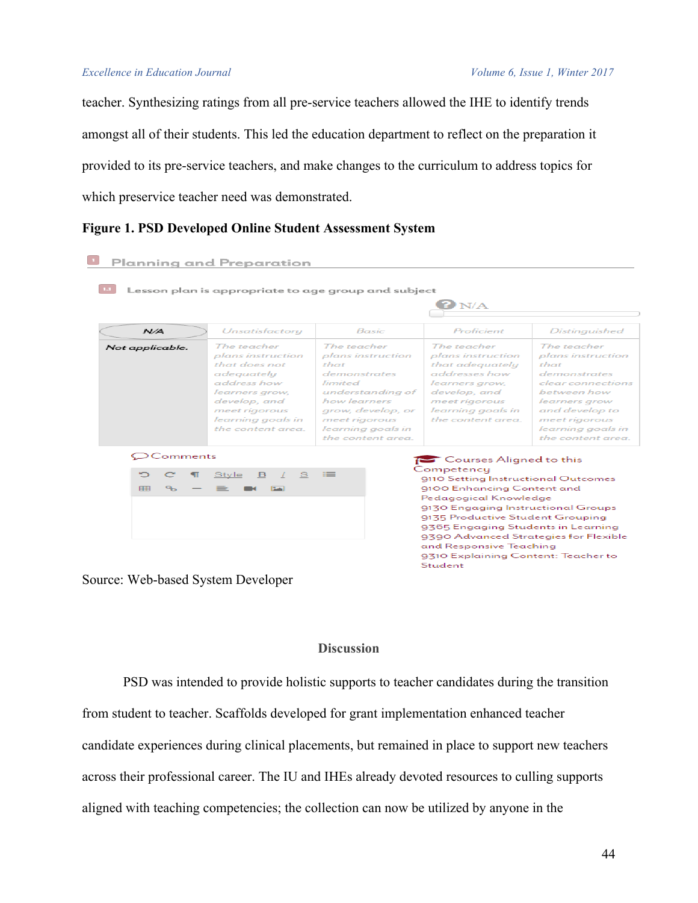teacher. Synthesizing ratings from all pre-service teachers allowed the IHE to identify trends amongst all of their students. This led the education department to reflect on the preparation it provided to its pre-service teachers, and make changes to the curriculum to address topics for which preservice teacher need was demonstrated.

**Figure 1. PSD Developed Online Student Assessment System**

1 Planning and Preparation

1.1 Lesson plan is appropriate to age group and subject

N/A

| N/A | Unsatisfactory | Basic | Proficient | Distinguished |
|---|---|---|---|---|
| *Not applicable.* | The teacher plans instruction that does not adequately address how learners grow, develop, and meet rigorous learning goals in the content area. | The teacher plans instruction that demonstrates limited understanding of how learners grow, develop, or meet rigorous learning goals in the content area. | The teacher plans instruction that adequately addresses how learners grow, develop, and meet rigorous learning goals in the content area. | The teacher plans instruction that demonstrates clear connections between how learners grow and develop to meet rigorous learning goals in the content area. |

Comments

Courses Aligned to this Competency

- 9110 Setting Instructional Outcomes
- 9100 Enhancing Content and Pedagogical Knowledge
- 9130 Engaging Instructional Groups
- 9135 Productive Student Grouping
- 9365 Engaging Students in Learning
- 9390 Advanced Strategies for Flexible and Responsive Teaching
- 9310 Explaining Content: Teacher to Student

Source: Web-based System Developer

## Discussion

PSD was intended to provide holistic supports to teacher candidates during the transition from student to teacher. Scaffolds developed for grant implementation enhanced teacher candidate experiences during clinical placements, but remained in place to support new teachers across their professional career. The IU and IHEs already devoted resources to culling supports aligned with teaching competencies; the collection can now be utilized by anyone in the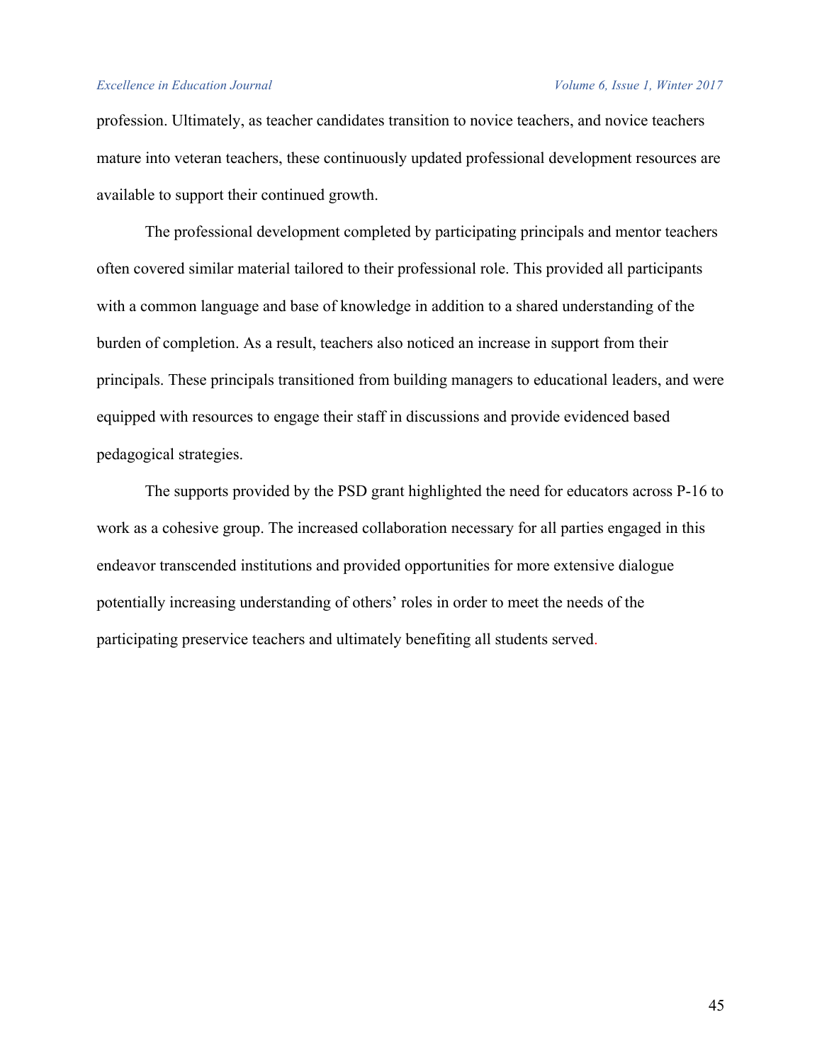profession. Ultimately, as teacher candidates transition to novice teachers, and novice teachers mature into veteran teachers, these continuously updated professional development resources are available to support their continued growth.

The professional development completed by participating principals and mentor teachers often covered similar material tailored to their professional role. This provided all participants with a common language and base of knowledge in addition to a shared understanding of the burden of completion. As a result, teachers also noticed an increase in support from their principals. These principals transitioned from building managers to educational leaders, and were equipped with resources to engage their staff in discussions and provide evidenced based pedagogical strategies.

The supports provided by the PSD grant highlighted the need for educators across P-16 to work as a cohesive group. The increased collaboration necessary for all parties engaged in this endeavor transcended institutions and provided opportunities for more extensive dialogue potentially increasing understanding of others' roles in order to meet the needs of the participating preservice teachers and ultimately benefiting all students served.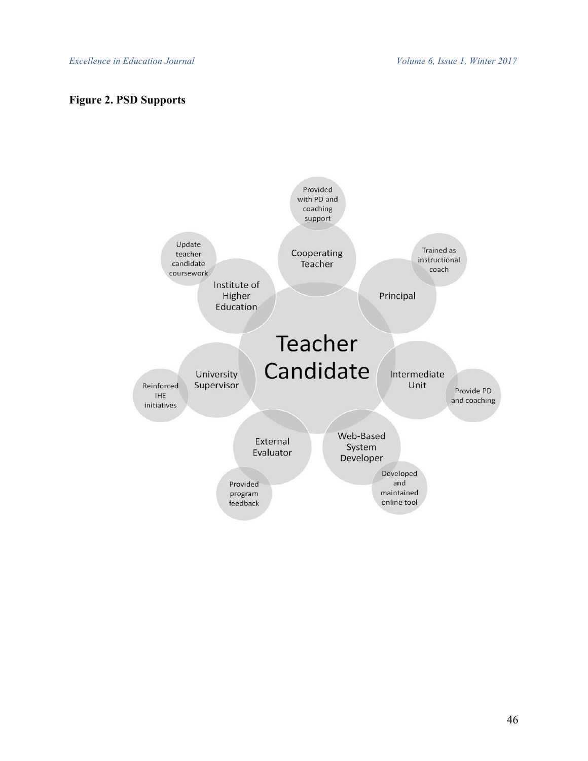**Figure 2. PSD Supports**

Teacher Candidate

- Cooperating Teacher — Provided with PD and coaching support
- Principal — Trained as instructional coach
- Intermediate Unit — Provide PD and coaching
- Web-Based System Developer — Developed and maintained online tool
- External Evaluator — Provided program feedback
- University Supervisor — Reinforced IHE initiatives
- Institute of Higher Education — Update teacher candidate coursework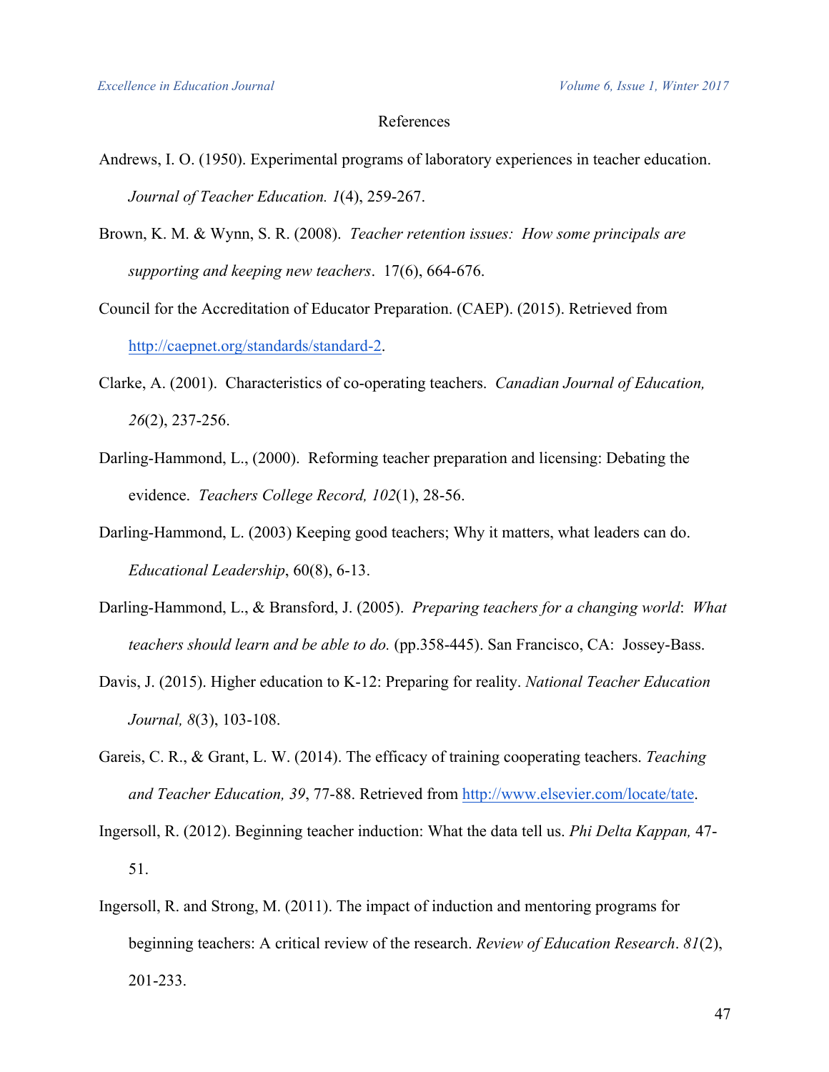# References

Andrews, I. O. (1950). Experimental programs of laboratory experiences in teacher education. *Journal of Teacher Education. 1*(4), 259-267.

Brown, K. M. & Wynn, S. R. (2008). *Teacher retention issues: How some principals are supporting and keeping new teachers*. 17(6), 664-676.

Council for the Accreditation of Educator Preparation. (CAEP). (2015). Retrieved from http://caepnet.org/standards/standard-2.

Clarke, A. (2001). Characteristics of co-operating teachers. *Canadian Journal of Education, 26*(2), 237-256.

Darling-Hammond, L., (2000). Reforming teacher preparation and licensing: Debating the evidence. *Teachers College Record, 102*(1), 28-56.

Darling-Hammond, L. (2003) Keeping good teachers; Why it matters, what leaders can do. *Educational Leadership*, 60(8), 6-13.

Darling-Hammond, L., & Bransford, J. (2005). *Preparing teachers for a changing world*: *What teachers should learn and be able to do.* (pp.358-445). San Francisco, CA: Jossey-Bass.

Davis, J. (2015). Higher education to K-12: Preparing for reality. *National Teacher Education Journal, 8*(3), 103-108.

Gareis, C. R., & Grant, L. W. (2014). The efficacy of training cooperating teachers. *Teaching and Teacher Education, 39*, 77-88. Retrieved from http://www.elsevier.com/locate/tate.

Ingersoll, R. (2012). Beginning teacher induction: What the data tell us. *Phi Delta Kappan,* 47-51.

Ingersoll, R. and Strong, M. (2011). The impact of induction and mentoring programs for beginning teachers: A critical review of the research. *Review of Education Research*. *81*(2), 201-233.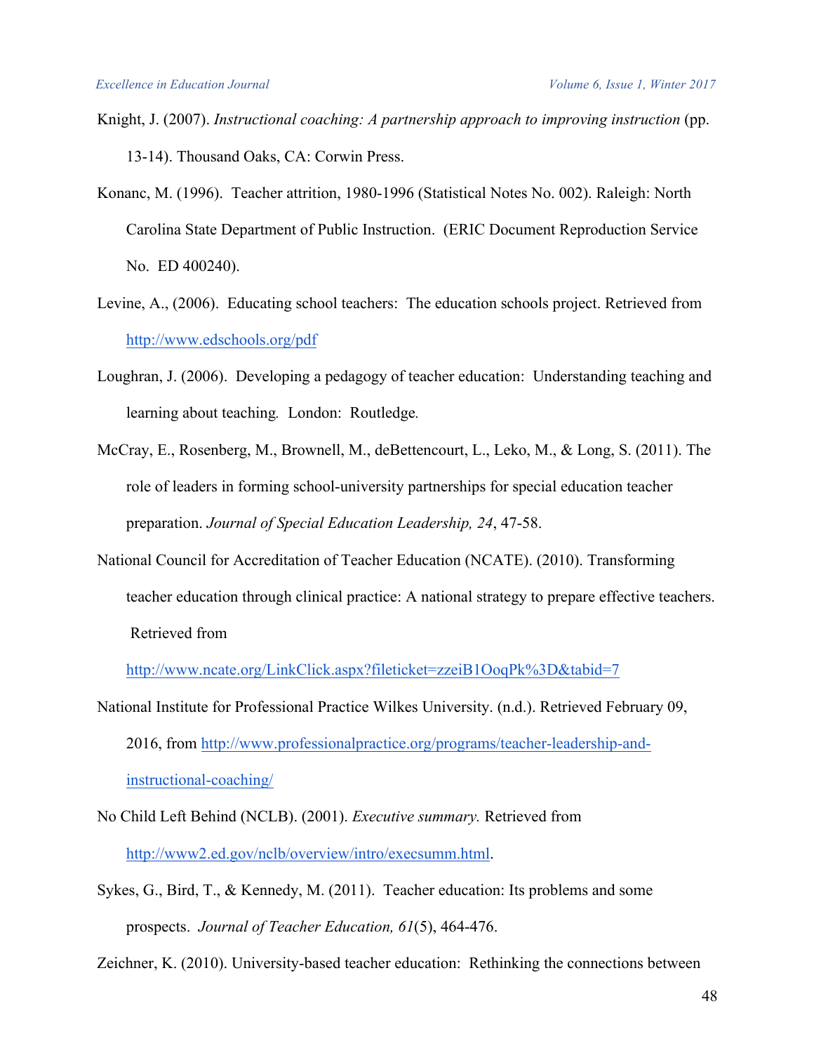Knight, J. (2007). *Instructional coaching: A partnership approach to improving instruction* (pp. 13-14). Thousand Oaks, CA: Corwin Press.

Konanc, M. (1996). Teacher attrition, 1980-1996 (Statistical Notes No. 002). Raleigh: North Carolina State Department of Public Instruction. (ERIC Document Reproduction Service No. ED 400240).

Levine, A., (2006). Educating school teachers: The education schools project. Retrieved from http://www.edschools.org/pdf

Loughran, J. (2006). Developing a pedagogy of teacher education: Understanding teaching and learning about teaching. London: Routledge.

McCray, E., Rosenberg, M., Brownell, M., deBettencourt, L., Leko, M., & Long, S. (2011). The role of leaders in forming school-university partnerships for special education teacher preparation. *Journal of Special Education Leadership, 24*, 47-58.

National Council for Accreditation of Teacher Education (NCATE). (2010). Transforming teacher education through clinical practice: A national strategy to prepare effective teachers. Retrieved from http://www.ncate.org/LinkClick.aspx?fileticket=zzeiB1OoqPk%3D&tabid=7

National Institute for Professional Practice Wilkes University. (n.d.). Retrieved February 09, 2016, from http://www.professionalpractice.org/programs/teacher-leadership-and-instructional-coaching/

No Child Left Behind (NCLB). (2001). *Executive summary.* Retrieved from http://www2.ed.gov/nclb/overview/intro/execsumm.html.

Sykes, G., Bird, T., & Kennedy, M. (2011). Teacher education: Its problems and some prospects. *Journal of Teacher Education, 61*(5), 464-476.

Zeichner, K. (2010). University-based teacher education: Rethinking the connections between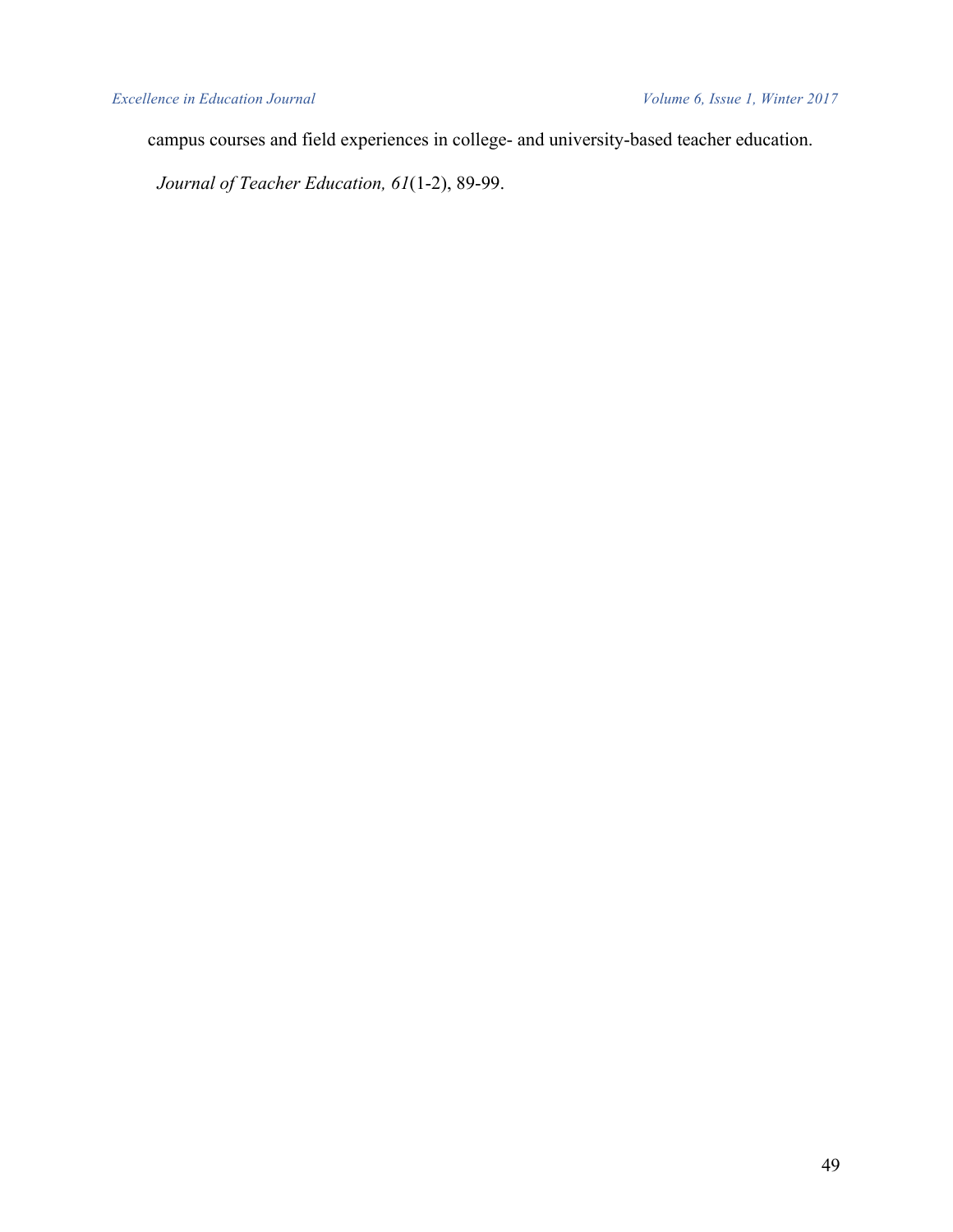campus courses and field experiences in college- and university-based teacher education. *Journal of Teacher Education, 61*(1-2), 89-99.